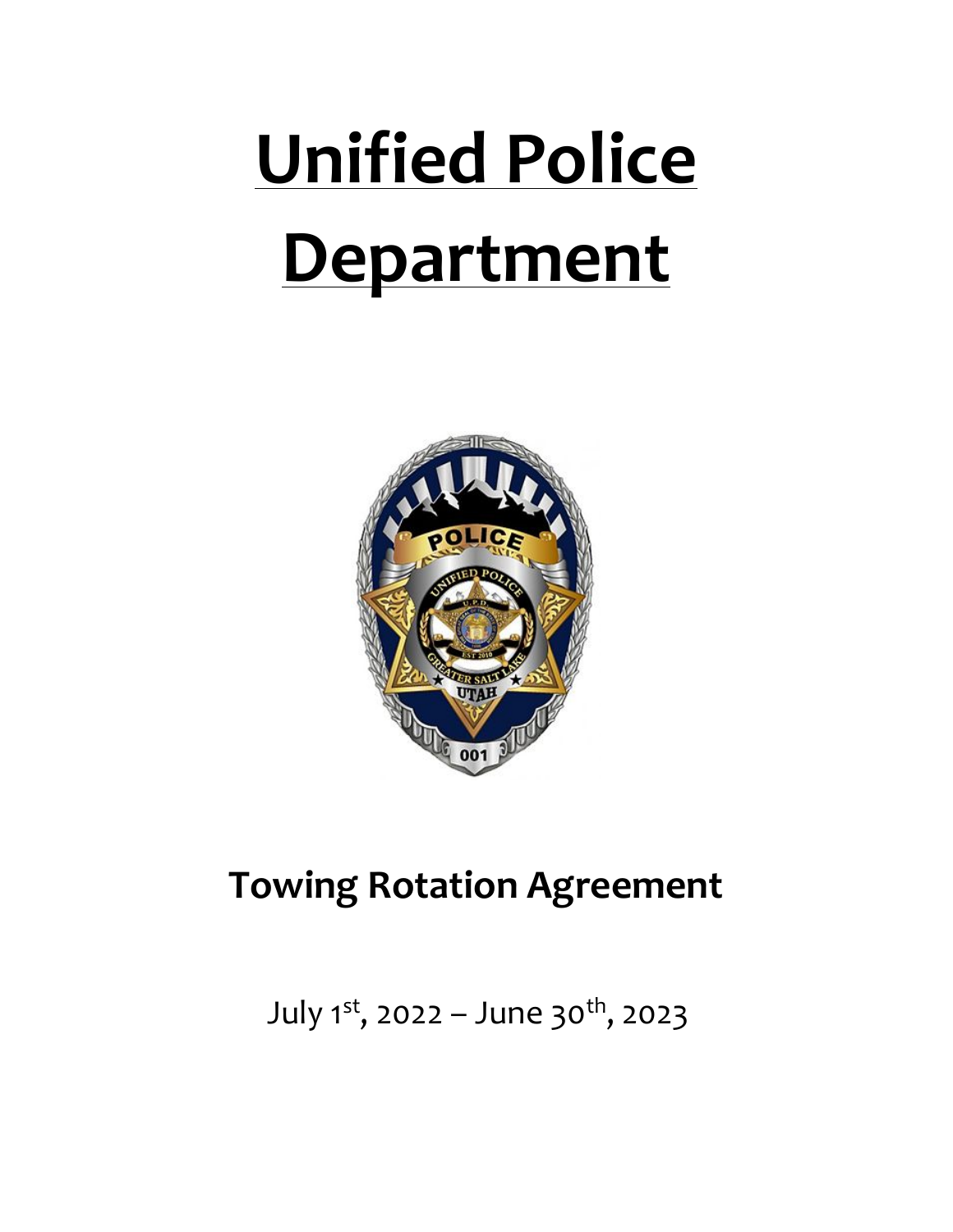# Unified Police Department

## Towing Rotation Agreement

July 1st, 2022 – June 30th, 2023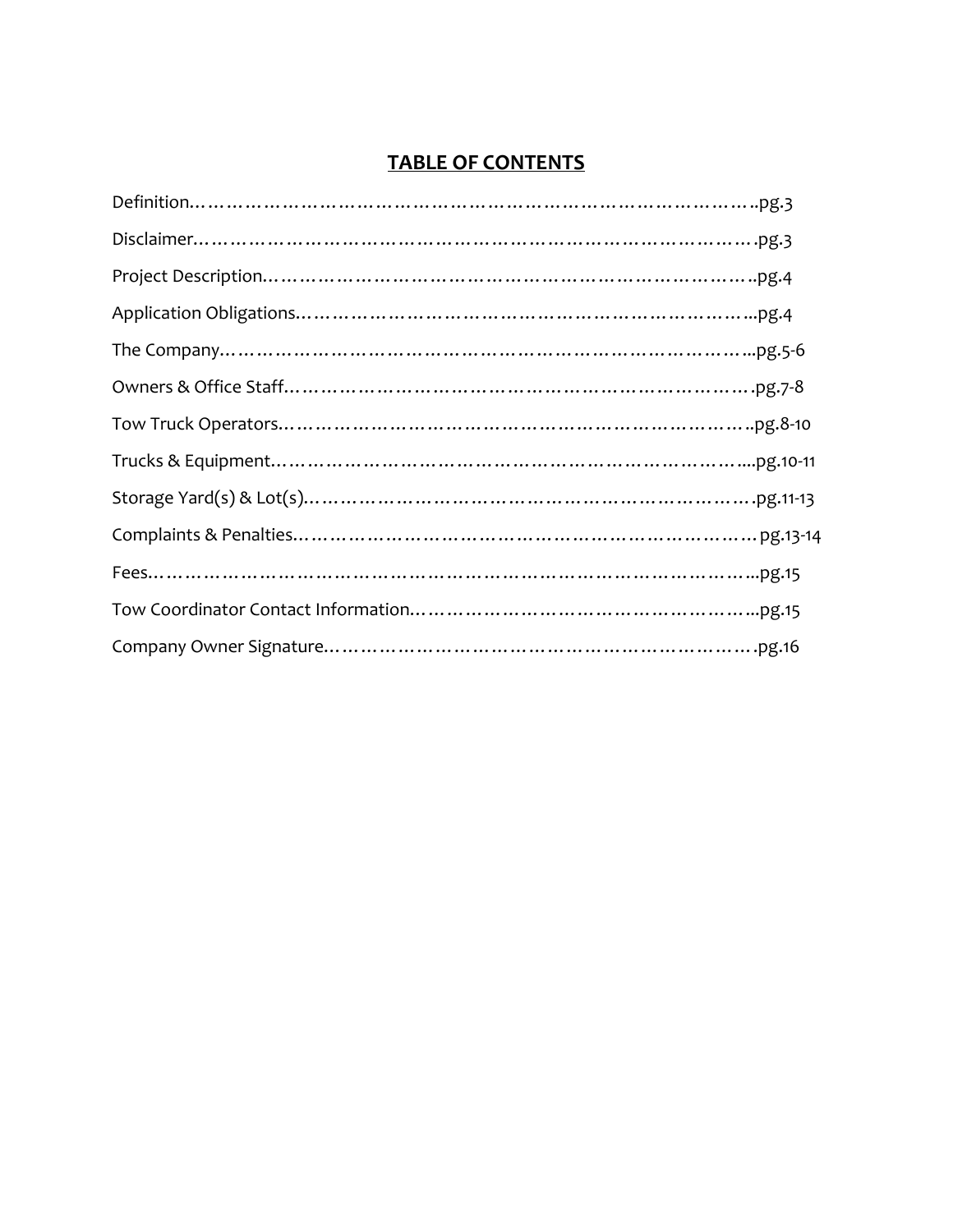# TABLE OF CONTENTS

Definition……………………………………………………………………………..pg.3

Disclaimer…………………………………………………………………………….pg.3

Project Description…………………………………………………………………..pg.4

Application Obligations……………………………………………………………...pg.4

The Company………………………………………………………………………...pg.5-6

Owners & Office Staff……………………………………………………………….pg.7-8

Tow Truck Operators………………………………………………………………..pg.8-10

Trucks & Equipment………………………………………………………………....pg.10-11

Storage Yard(s) & Lot(s)…………………………………………………………….pg.11-13

Complaints & Penalties……………………………………………………………… pg.13-14

Fees……………………………………………………………………………………...pg.15

Tow Coordinator Contact Information………………………………………………..pg.15

Company Owner Signature…………………………………………………………….pg.16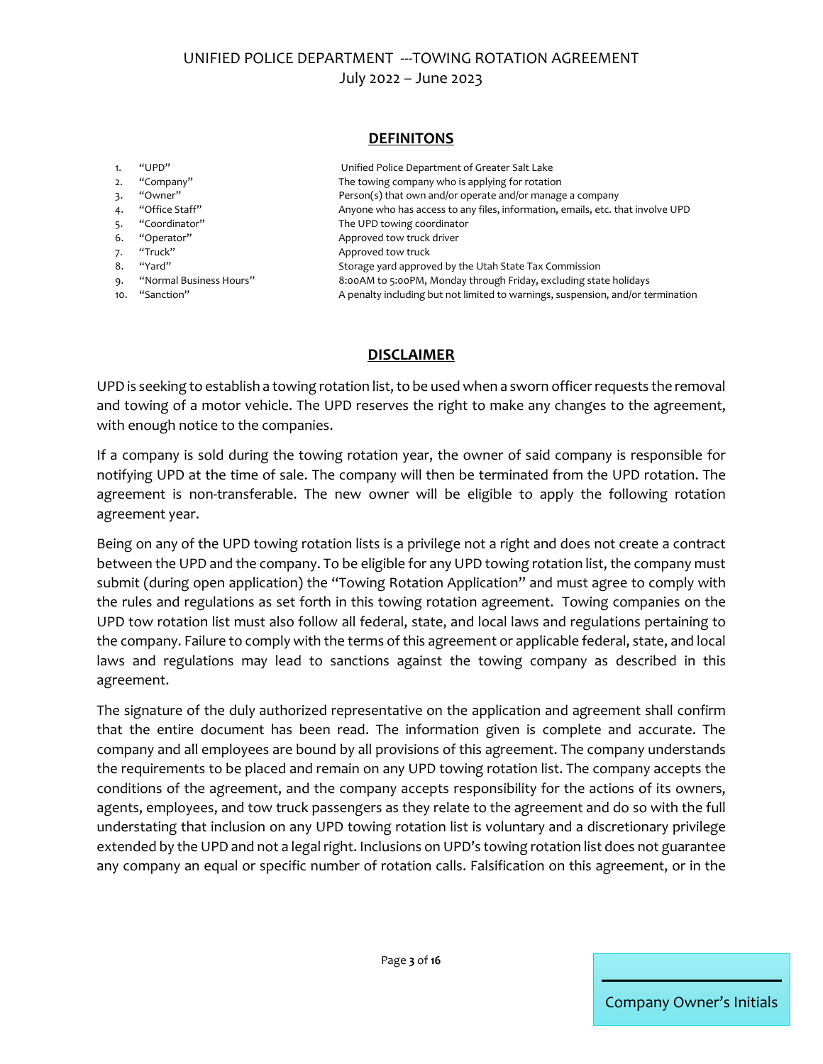## DEFINITONS

1. "UPD" Unified Police Department of Greater Salt Lake
2. "Company" The towing company who is applying for rotation
3. "Owner" Person(s) that own and/or operate and/or manage a company
4. "Office Staff" Anyone who has access to any files, information, emails, etc. that involve UPD
5. "Coordinator" The UPD towing coordinator
6. "Operator" Approved tow truck driver
7. "Truck" Approved tow truck
8. "Yard" Storage yard approved by the Utah State Tax Commission
9. "Normal Business Hours" 8:00AM to 5:00PM, Monday through Friday, excluding state holidays
10. "Sanction" A penalty including but not limited to warnings, suspension, and/or termination

## DISCLAIMER

UPD is seeking to establish a towing rotation list, to be used when a sworn officer requests the removal and towing of a motor vehicle. The UPD reserves the right to make any changes to the agreement, with enough notice to the companies.

If a company is sold during the towing rotation year, the owner of said company is responsible for notifying UPD at the time of sale. The company will then be terminated from the UPD rotation. The agreement is non-transferable. The new owner will be eligible to apply the following rotation agreement year.

Being on any of the UPD towing rotation lists is a privilege not a right and does not create a contract between the UPD and the company. To be eligible for any UPD towing rotation list, the company must submit (during open application) the "Towing Rotation Application" and must agree to comply with the rules and regulations as set forth in this towing rotation agreement. Towing companies on the UPD tow rotation list must also follow all federal, state, and local laws and regulations pertaining to the company. Failure to comply with the terms of this agreement or applicable federal, state, and local laws and regulations may lead to sanctions against the towing company as described in this agreement.

The signature of the duly authorized representative on the application and agreement shall confirm that the entire document has been read. The information given is complete and accurate. The company and all employees are bound by all provisions of this agreement. The company understands the requirements to be placed and remain on any UPD towing rotation list. The company accepts the conditions of the agreement, and the company accepts responsibility for the actions of its owners, agents, employees, and tow truck passengers as they relate to the agreement and do so with the full understating that inclusion on any UPD towing rotation list is voluntary and a discretionary privilege extended by the UPD and not a legal right. Inclusions on UPD's towing rotation list does not guarantee any company an equal or specific number of rotation calls. Falsification on this agreement, or in the

Company Owner's Initials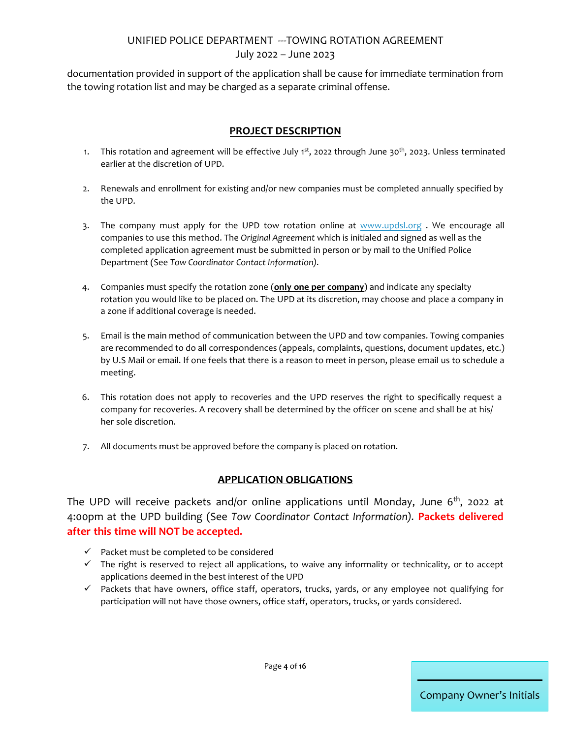documentation provided in support of the application shall be cause for immediate termination from the towing rotation list and may be charged as a separate criminal offense.

## PROJECT DESCRIPTION

1. This rotation and agreement will be effective July 1st, 2022 through June 30th, 2023. Unless terminated earlier at the discretion of UPD.

2. Renewals and enrollment for existing and/or new companies must be completed annually specified by the UPD.

3. The company must apply for the UPD tow rotation online at www.updsl.org . We encourage all companies to use this method. The *Original Agreement* which is initialed and signed as well as the completed application agreement must be submitted in person or by mail to the Unified Police Department (See *Tow Coordinator Contact Information).*

4. Companies must specify the rotation zone (**only one per company**) and indicate any specialty rotation you would like to be placed on. The UPD at its discretion, may choose and place a company in a zone if additional coverage is needed.

5. Email is the main method of communication between the UPD and tow companies. Towing companies are recommended to do all correspondences (appeals, complaints, questions, document updates, etc.) by U.S Mail or email. If one feels that there is a reason to meet in person, please email us to schedule a meeting.

6. This rotation does not apply to recoveries and the UPD reserves the right to specifically request a company for recoveries. A recovery shall be determined by the officer on scene and shall be at his/her sole discretion.

7. All documents must be approved before the company is placed on rotation.

## APPLICATION OBLIGATIONS

The UPD will receive packets and/or online applications until Monday, June 6th, 2022 at 4:00pm at the UPD building (See *Tow Coordinator Contact Information).* **Packets delivered after this time will NOT be accepted.**

- ✓ Packet must be completed to be considered
- ✓ The right is reserved to reject all applications, to waive any informality or technicality, or to accept applications deemed in the best interest of the UPD
- ✓ Packets that have owners, office staff, operators, trucks, yards, or any employee not qualifying for participation will not have those owners, office staff, operators, trucks, or yards considered.

Company Owner's Initials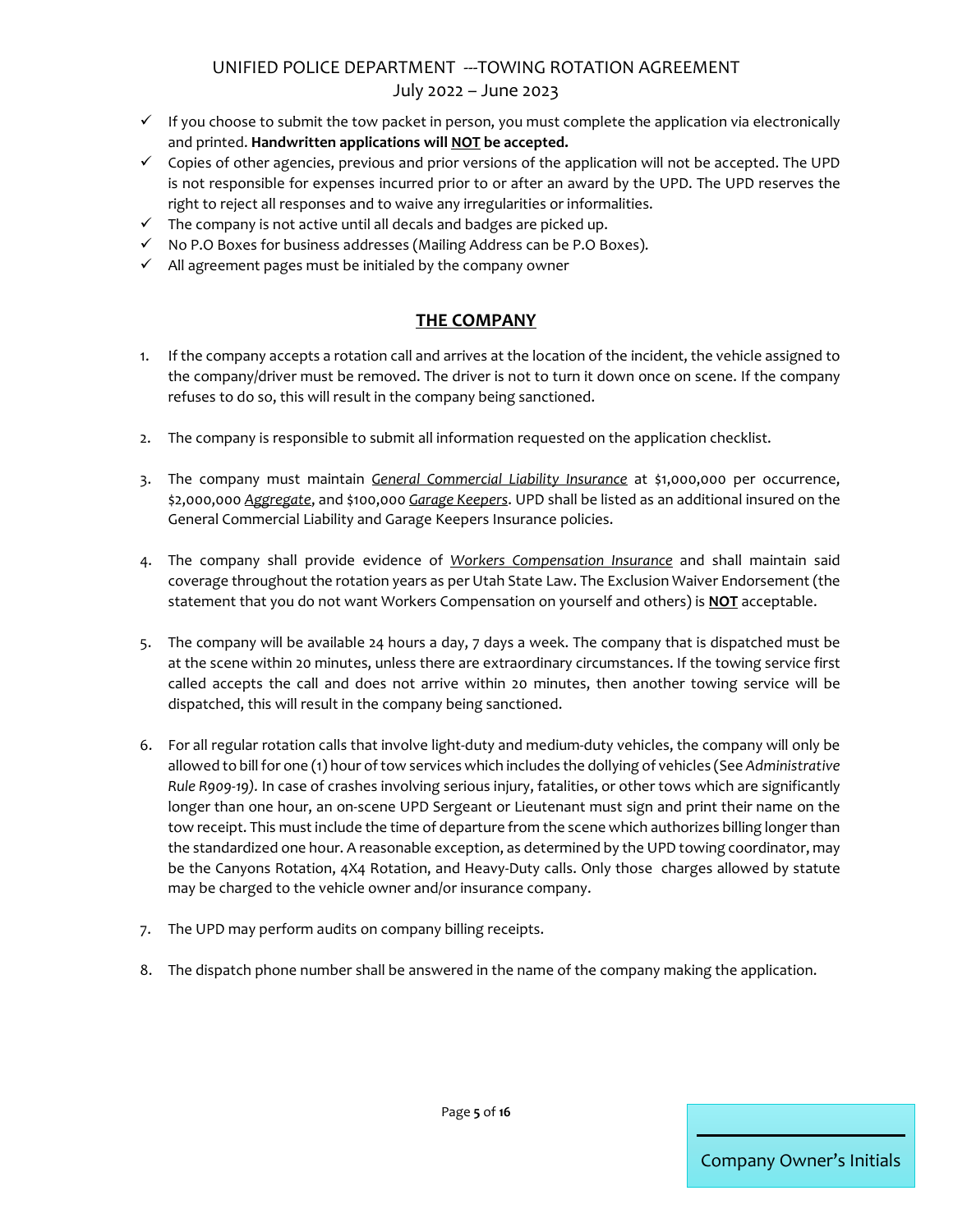- ✓ If you choose to submit the tow packet in person, you must complete the application via electronically and printed. **Handwritten applications will NOT be accepted.**
- ✓ Copies of other agencies, previous and prior versions of the application will not be accepted. The UPD is not responsible for expenses incurred prior to or after an award by the UPD. The UPD reserves the right to reject all responses and to waive any irregularities or informalities.
- ✓ The company is not active until all decals and badges are picked up.
- ✓ No P.O Boxes for business addresses (Mailing Address can be P.O Boxes).
- ✓ All agreement pages must be initialed by the company owner

## THE COMPANY

1. If the company accepts a rotation call and arrives at the location of the incident, the vehicle assigned to the company/driver must be removed. The driver is not to turn it down once on scene. If the company refuses to do so, this will result in the company being sanctioned.

2. The company is responsible to submit all information requested on the application checklist.

3. The company must maintain *General Commercial Liability Insurance* at $1,000,000 per occurrence, $2,000,000 *Aggregate*, and $100,000 *Garage Keepers*. UPD shall be listed as an additional insured on the General Commercial Liability and Garage Keepers Insurance policies.

4. The company shall provide evidence of *Workers Compensation Insurance* and shall maintain said coverage throughout the rotation years as per Utah State Law. The Exclusion Waiver Endorsement (the statement that you do not want Workers Compensation on yourself and others) is **NOT** acceptable.

5. The company will be available 24 hours a day, 7 days a week. The company that is dispatched must be at the scene within 20 minutes, unless there are extraordinary circumstances. If the towing service first called accepts the call and does not arrive within 20 minutes, then another towing service will be dispatched, this will result in the company being sanctioned.

6. For all regular rotation calls that involve light-duty and medium-duty vehicles, the company will only be allowed to bill for one (1) hour of tow services which includes the dollying of vehicles (See *Administrative Rule R909-19).* In case of crashes involving serious injury, fatalities, or other tows which are significantly longer than one hour, an on-scene UPD Sergeant or Lieutenant must sign and print their name on the tow receipt. This must include the time of departure from the scene which authorizes billing longer than the standardized one hour. A reasonable exception, as determined by the UPD towing coordinator, may be the Canyons Rotation, 4X4 Rotation, and Heavy-Duty calls. Only those charges allowed by statute may be charged to the vehicle owner and/or insurance company.

7. The UPD may perform audits on company billing receipts.

8. The dispatch phone number shall be answered in the name of the company making the application.

Company Owner's Initials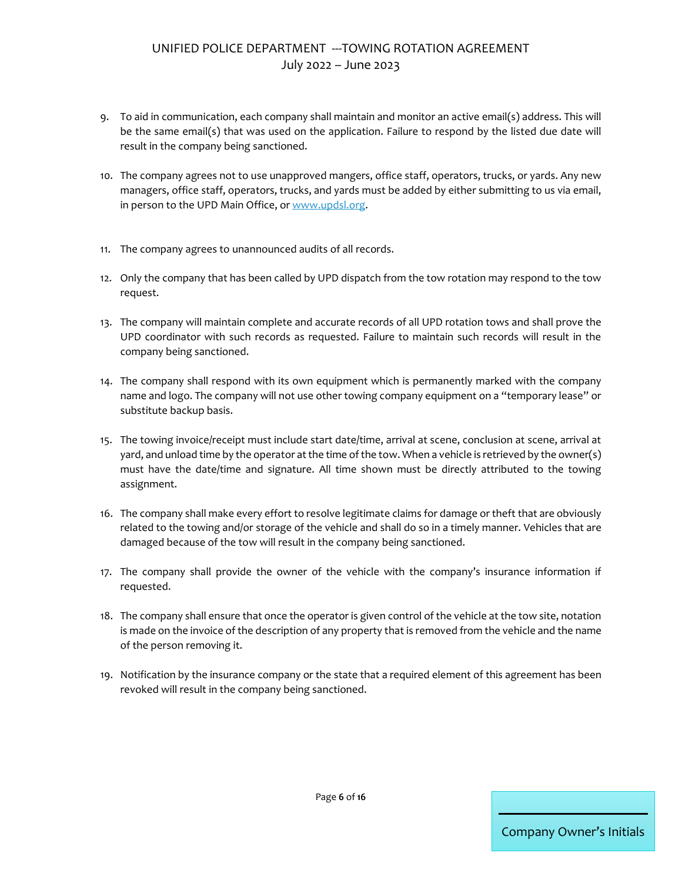9. To aid in communication, each company shall maintain and monitor an active email(s) address. This will be the same email(s) that was used on the application. Failure to respond by the listed due date will result in the company being sanctioned.

10. The company agrees not to use unapproved mangers, office staff, operators, trucks, or yards. Any new managers, office staff, operators, trucks, and yards must be added by either submitting to us via email, in person to the UPD Main Office, or [www.updsl.org](http://www.updsl.org).

11. The company agrees to unannounced audits of all records.

12. Only the company that has been called by UPD dispatch from the tow rotation may respond to the tow request.

13. The company will maintain complete and accurate records of all UPD rotation tows and shall prove the UPD coordinator with such records as requested. Failure to maintain such records will result in the company being sanctioned.

14. The company shall respond with its own equipment which is permanently marked with the company name and logo. The company will not use other towing company equipment on a "temporary lease" or substitute backup basis.

15. The towing invoice/receipt must include start date/time, arrival at scene, conclusion at scene, arrival at yard, and unload time by the operator at the time of the tow. When a vehicle is retrieved by the owner(s) must have the date/time and signature. All time shown must be directly attributed to the towing assignment.

16. The company shall make every effort to resolve legitimate claims for damage or theft that are obviously related to the towing and/or storage of the vehicle and shall do so in a timely manner. Vehicles that are damaged because of the tow will result in the company being sanctioned.

17. The company shall provide the owner of the vehicle with the company's insurance information if requested.

18. The company shall ensure that once the operator is given control of the vehicle at the tow site, notation is made on the invoice of the description of any property that is removed from the vehicle and the name of the person removing it.

19. Notification by the insurance company or the state that a required element of this agreement has been revoked will result in the company being sanctioned.

Company Owner's Initials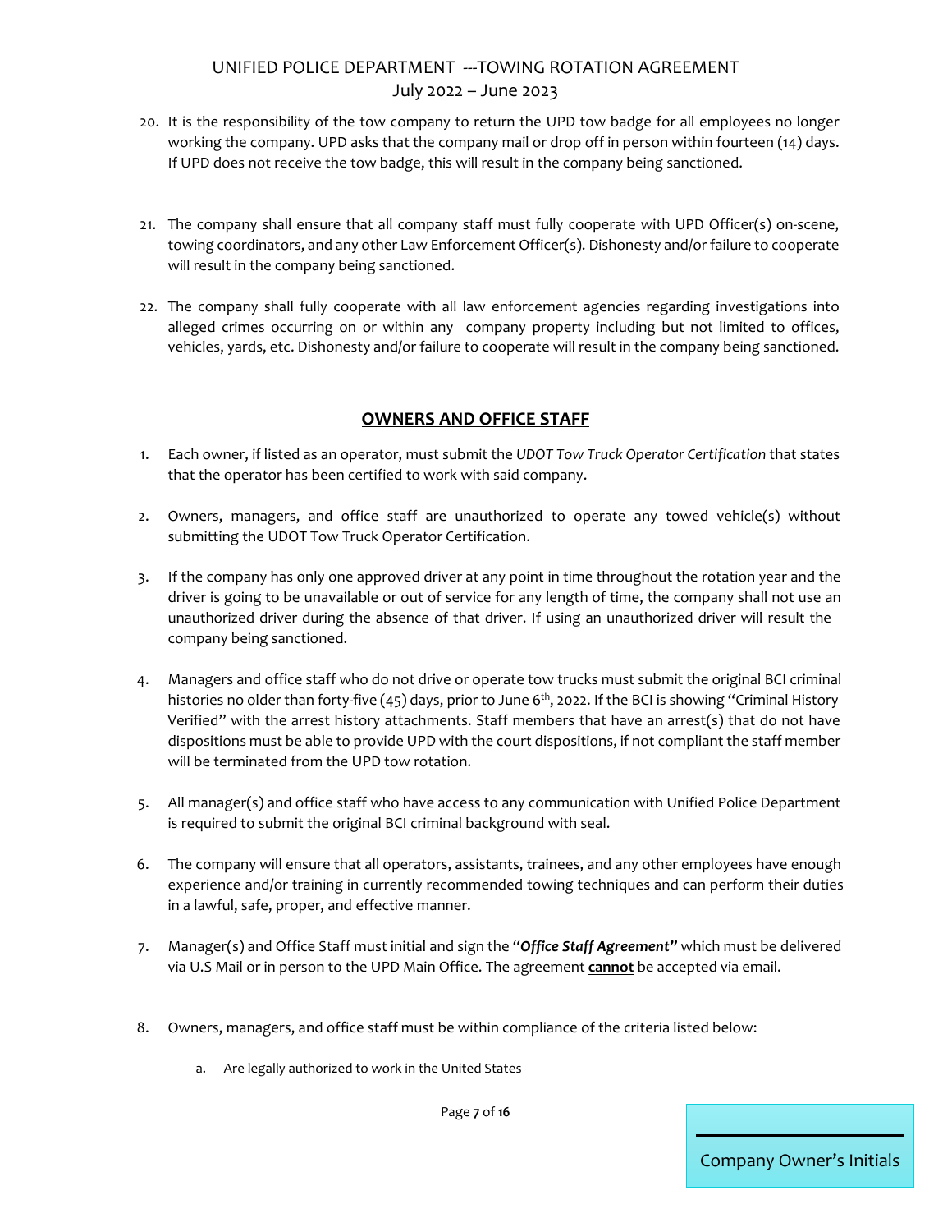20. It is the responsibility of the tow company to return the UPD tow badge for all employees no longer working the company. UPD asks that the company mail or drop off in person within fourteen (14) days. If UPD does not receive the tow badge, this will result in the company being sanctioned.

21. The company shall ensure that all company staff must fully cooperate with UPD Officer(s) on-scene, towing coordinators, and any other Law Enforcement Officer(s). Dishonesty and/or failure to cooperate will result in the company being sanctioned.

22. The company shall fully cooperate with all law enforcement agencies regarding investigations into alleged crimes occurring on or within any company property including but not limited to offices, vehicles, yards, etc. Dishonesty and/or failure to cooperate will result in the company being sanctioned.

## OWNERS AND OFFICE STAFF

1. Each owner, if listed as an operator, must submit the *UDOT Tow Truck Operator Certification* that states that the operator has been certified to work with said company.

2. Owners, managers, and office staff are unauthorized to operate any towed vehicle(s) without submitting the UDOT Tow Truck Operator Certification.

3. If the company has only one approved driver at any point in time throughout the rotation year and the driver is going to be unavailable or out of service for any length of time, the company shall not use an unauthorized driver during the absence of that driver. If using an unauthorized driver will result the company being sanctioned.

4. Managers and office staff who do not drive or operate tow trucks must submit the original BCI criminal histories no older than forty-five (45) days, prior to June 6th, 2022. If the BCI is showing "Criminal History Verified" with the arrest history attachments. Staff members that have an arrest(s) that do not have dispositions must be able to provide UPD with the court dispositions, if not compliant the staff member will be terminated from the UPD tow rotation.

5. All manager(s) and office staff who have access to any communication with Unified Police Department is required to submit the original BCI criminal background with seal.

6. The company will ensure that all operators, assistants, trainees, and any other employees have enough experience and/or training in currently recommended towing techniques and can perform their duties in a lawful, safe, proper, and effective manner.

7. Manager(s) and Office Staff must initial and sign the "***Office Staff Agreement"*** which must be delivered via U.S Mail or in person to the UPD Main Office. The agreement **cannot** be accepted via email.

8. Owners, managers, and office staff must be within compliance of the criteria listed below:

   a. Are legally authorized to work in the United States

Company Owner's Initials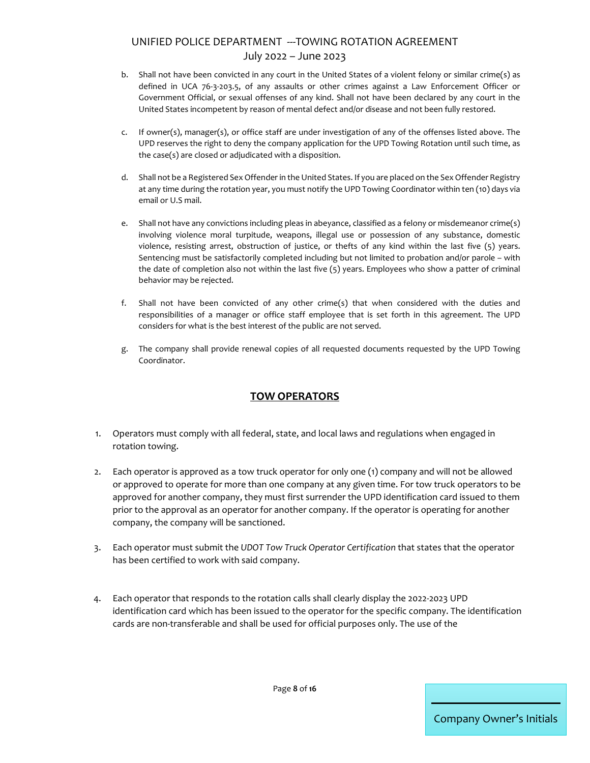b. Shall not have been convicted in any court in the United States of a violent felony or similar crime(s) as defined in UCA 76-3-203.5, of any assaults or other crimes against a Law Enforcement Officer or Government Official, or sexual offenses of any kind. Shall not have been declared by any court in the United States incompetent by reason of mental defect and/or disease and not been fully restored.

c. If owner(s), manager(s), or office staff are under investigation of any of the offenses listed above. The UPD reserves the right to deny the company application for the UPD Towing Rotation until such time, as the case(s) are closed or adjudicated with a disposition.

d. Shall not be a Registered Sex Offender in the United States. If you are placed on the Sex Offender Registry at any time during the rotation year, you must notify the UPD Towing Coordinator within ten (10) days via email or U.S mail.

e. Shall not have any convictions including pleas in abeyance, classified as a felony or misdemeanor crime(s) involving violence moral turpitude, weapons, illegal use or possession of any substance, domestic violence, resisting arrest, obstruction of justice, or thefts of any kind within the last five (5) years. Sentencing must be satisfactorily completed including but not limited to probation and/or parole – with the date of completion also not within the last five (5) years. Employees who show a patter of criminal behavior may be rejected.

f. Shall not have been convicted of any other crime(s) that when considered with the duties and responsibilities of a manager or office staff employee that is set forth in this agreement. The UPD considers for what is the best interest of the public are not served.

g. The company shall provide renewal copies of all requested documents requested by the UPD Towing Coordinator.

## TOW OPERATORS

1. Operators must comply with all federal, state, and local laws and regulations when engaged in rotation towing.

2. Each operator is approved as a tow truck operator for only one (1) company and will not be allowed or approved to operate for more than one company at any given time. For tow truck operators to be approved for another company, they must first surrender the UPD identification card issued to them prior to the approval as an operator for another company. If the operator is operating for another company, the company will be sanctioned.

3. Each operator must submit the *UDOT Tow Truck Operator Certification* that states that the operator has been certified to work with said company.

4. Each operator that responds to the rotation calls shall clearly display the 2022-2023 UPD identification card which has been issued to the operator for the specific company. The identification cards are non-transferable and shall be used for official purposes only. The use of the

Company Owner's Initials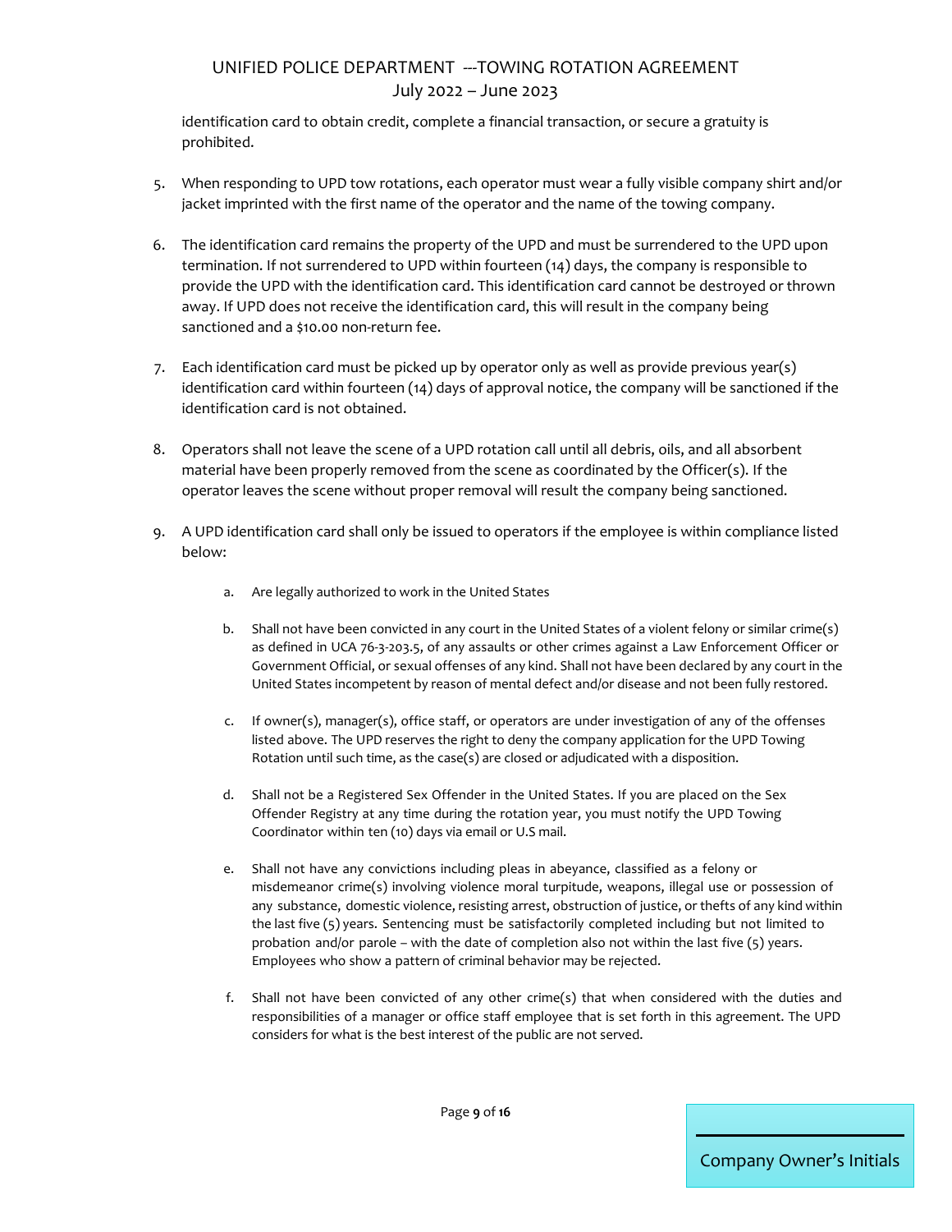identification card to obtain credit, complete a financial transaction, or secure a gratuity is prohibited.

5. When responding to UPD tow rotations, each operator must wear a fully visible company shirt and/or jacket imprinted with the first name of the operator and the name of the towing company.

6. The identification card remains the property of the UPD and must be surrendered to the UPD upon termination. If not surrendered to UPD within fourteen (14) days, the company is responsible to provide the UPD with the identification card. This identification card cannot be destroyed or thrown away. If UPD does not receive the identification card, this will result in the company being sanctioned and a $10.00 non-return fee.

7. Each identification card must be picked up by operator only as well as provide previous year(s) identification card within fourteen (14) days of approval notice, the company will be sanctioned if the identification card is not obtained.

8. Operators shall not leave the scene of a UPD rotation call until all debris, oils, and all absorbent material have been properly removed from the scene as coordinated by the Officer(s). If the operator leaves the scene without proper removal will result the company being sanctioned.

9. A UPD identification card shall only be issued to operators if the employee is within compliance listed below:

    a. Are legally authorized to work in the United States

    b. Shall not have been convicted in any court in the United States of a violent felony or similar crime(s) as defined in UCA 76-3-203.5, of any assaults or other crimes against a Law Enforcement Officer or Government Official, or sexual offenses of any kind. Shall not have been declared by any court in the United States incompetent by reason of mental defect and/or disease and not been fully restored.

    c. If owner(s), manager(s), office staff, or operators are under investigation of any of the offenses listed above. The UPD reserves the right to deny the company application for the UPD Towing Rotation until such time, as the case(s) are closed or adjudicated with a disposition.

    d. Shall not be a Registered Sex Offender in the United States. If you are placed on the Sex Offender Registry at any time during the rotation year, you must notify the UPD Towing Coordinator within ten (10) days via email or U.S mail.

    e. Shall not have any convictions including pleas in abeyance, classified as a felony or misdemeanor crime(s) involving violence moral turpitude, weapons, illegal use or possession of any substance, domestic violence, resisting arrest, obstruction of justice, or thefts of any kind within the last five (5) years. Sentencing must be satisfactorily completed including but not limited to probation and/or parole – with the date of completion also not within the last five (5) years. Employees who show a pattern of criminal behavior may be rejected.

    f. Shall not have been convicted of any other crime(s) that when considered with the duties and responsibilities of a manager or office staff employee that is set forth in this agreement. The UPD considers for what is the best interest of the public are not served.

Company Owner's Initials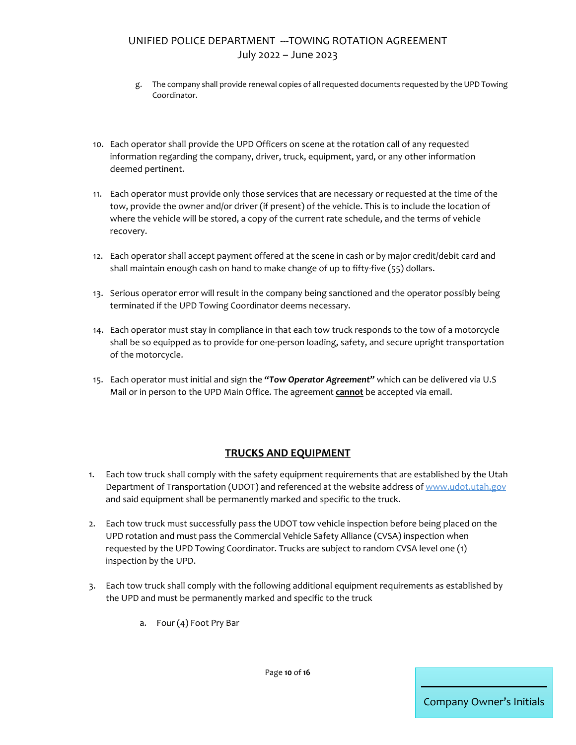g. The company shall provide renewal copies of all requested documents requested by the UPD Towing Coordinator.

10. Each operator shall provide the UPD Officers on scene at the rotation call of any requested information regarding the company, driver, truck, equipment, yard, or any other information deemed pertinent.

11. Each operator must provide only those services that are necessary or requested at the time of the tow, provide the owner and/or driver (if present) of the vehicle. This is to include the location of where the vehicle will be stored, a copy of the current rate schedule, and the terms of vehicle recovery.

12. Each operator shall accept payment offered at the scene in cash or by major credit/debit card and shall maintain enough cash on hand to make change of up to fifty-five (55) dollars.

13. Serious operator error will result in the company being sanctioned and the operator possibly being terminated if the UPD Towing Coordinator deems necessary.

14. Each operator must stay in compliance in that each tow truck responds to the tow of a motorcycle shall be so equipped as to provide for one-person loading, safety, and secure upright transportation of the motorcycle.

15. Each operator must initial and sign the ***"Tow Operator Agreement"*** which can be delivered via U.S Mail or in person to the UPD Main Office. The agreement **cannot** be accepted via email.

## TRUCKS AND EQUIPMENT

1. Each tow truck shall comply with the safety equipment requirements that are established by the Utah Department of Transportation (UDOT) and referenced at the website address of www.udot.utah.gov and said equipment shall be permanently marked and specific to the truck.

2. Each tow truck must successfully pass the UDOT tow vehicle inspection before being placed on the UPD rotation and must pass the Commercial Vehicle Safety Alliance (CVSA) inspection when requested by the UPD Towing Coordinator. Trucks are subject to random CVSA level one (1) inspection by the UPD.

3. Each tow truck shall comply with the following additional equipment requirements as established by the UPD and must be permanently marked and specific to the truck

   a. Four (4) Foot Pry Bar

Company Owner's Initials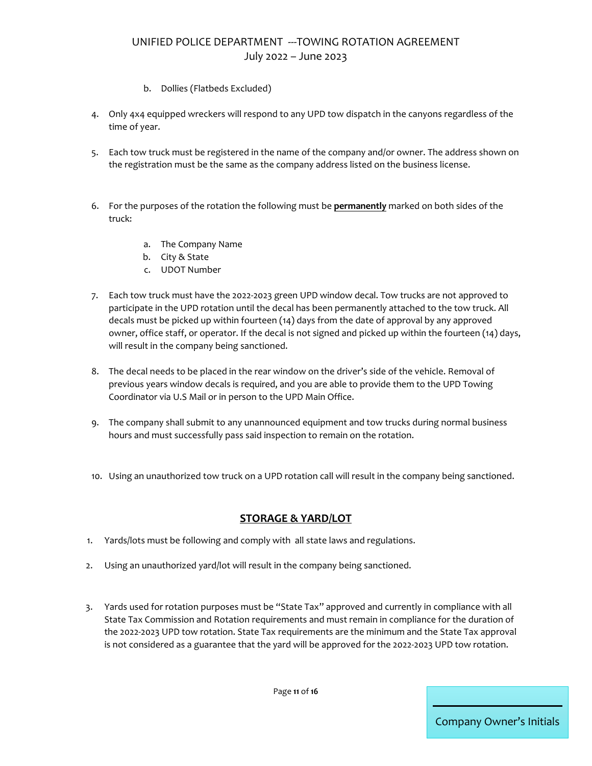b. Dollies (Flatbeds Excluded)

4. Only 4x4 equipped wreckers will respond to any UPD tow dispatch in the canyons regardless of the time of year.

5. Each tow truck must be registered in the name of the company and/or owner. The address shown on the registration must be the same as the company address listed on the business license.

6. For the purposes of the rotation the following must be **permanently** marked on both sides of the truck:

   a. The Company Name
   b. City & State
   c. UDOT Number

7. Each tow truck must have the 2022-2023 green UPD window decal. Tow trucks are not approved to participate in the UPD rotation until the decal has been permanently attached to the tow truck. All decals must be picked up within fourteen (14) days from the date of approval by any approved owner, office staff, or operator. If the decal is not signed and picked up within the fourteen (14) days, will result in the company being sanctioned.

8. The decal needs to be placed in the rear window on the driver's side of the vehicle. Removal of previous years window decals is required, and you are able to provide them to the UPD Towing Coordinator via U.S Mail or in person to the UPD Main Office.

9. The company shall submit to any unannounced equipment and tow trucks during normal business hours and must successfully pass said inspection to remain on the rotation.

10. Using an unauthorized tow truck on a UPD rotation call will result in the company being sanctioned.

## STORAGE & YARD/LOT

1. Yards/lots must be following and comply with all state laws and regulations.

2. Using an unauthorized yard/lot will result in the company being sanctioned.

3. Yards used for rotation purposes must be "State Tax" approved and currently in compliance with all State Tax Commission and Rotation requirements and must remain in compliance for the duration of the 2022-2023 UPD tow rotation. State Tax requirements are the minimum and the State Tax approval is not considered as a guarantee that the yard will be approved for the 2022-2023 UPD tow rotation.

Company Owner's Initials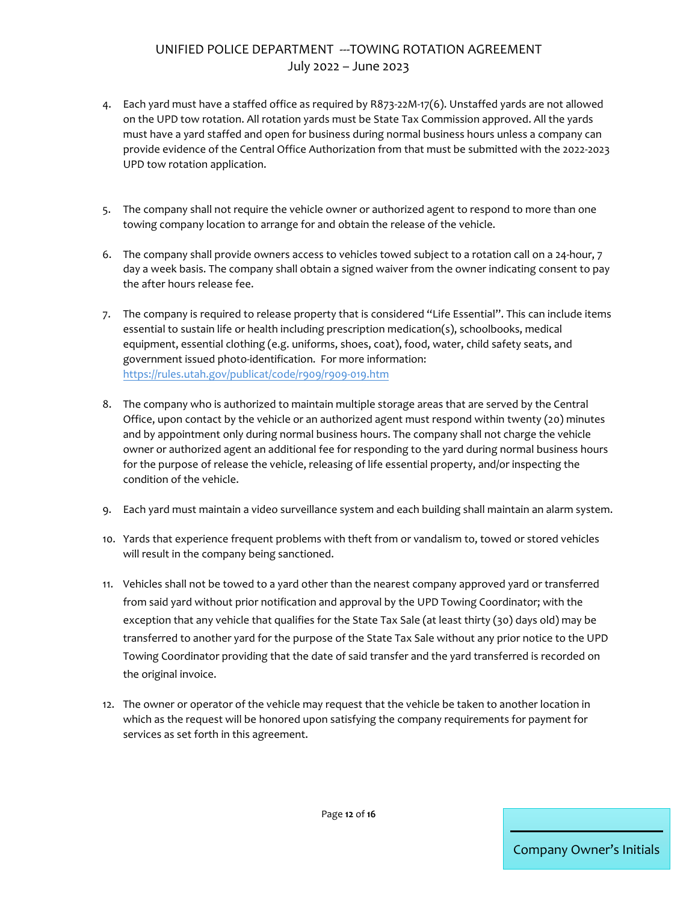4. Each yard must have a staffed office as required by R873-22M-17(6). Unstaffed yards are not allowed on the UPD tow rotation. All rotation yards must be State Tax Commission approved. All the yards must have a yard staffed and open for business during normal business hours unless a company can provide evidence of the Central Office Authorization from that must be submitted with the 2022-2023 UPD tow rotation application.

5. The company shall not require the vehicle owner or authorized agent to respond to more than one towing company location to arrange for and obtain the release of the vehicle.

6. The company shall provide owners access to vehicles towed subject to a rotation call on a 24-hour, 7 day a week basis. The company shall obtain a signed waiver from the owner indicating consent to pay the after hours release fee.

7. The company is required to release property that is considered "Life Essential". This can include items essential to sustain life or health including prescription medication(s), schoolbooks, medical equipment, essential clothing (e.g. uniforms, shoes, coat), food, water, child safety seats, and government issued photo-identification. For more information: https://rules.utah.gov/publicat/code/r909/r909-019.htm

8. The company who is authorized to maintain multiple storage areas that are served by the Central Office, upon contact by the vehicle or an authorized agent must respond within twenty (20) minutes and by appointment only during normal business hours. The company shall not charge the vehicle owner or authorized agent an additional fee for responding to the yard during normal business hours for the purpose of release the vehicle, releasing of life essential property, and/or inspecting the condition of the vehicle.

9. Each yard must maintain a video surveillance system and each building shall maintain an alarm system.

10. Yards that experience frequent problems with theft from or vandalism to, towed or stored vehicles will result in the company being sanctioned.

11. Vehicles shall not be towed to a yard other than the nearest company approved yard or transferred from said yard without prior notification and approval by the UPD Towing Coordinator; with the exception that any vehicle that qualifies for the State Tax Sale (at least thirty (30) days old) may be transferred to another yard for the purpose of the State Tax Sale without any prior notice to the UPD Towing Coordinator providing that the date of said transfer and the yard transferred is recorded on the original invoice.

12. The owner or operator of the vehicle may request that the vehicle be taken to another location in which as the request will be honored upon satisfying the company requirements for payment for services as set forth in this agreement.

Company Owner's Initials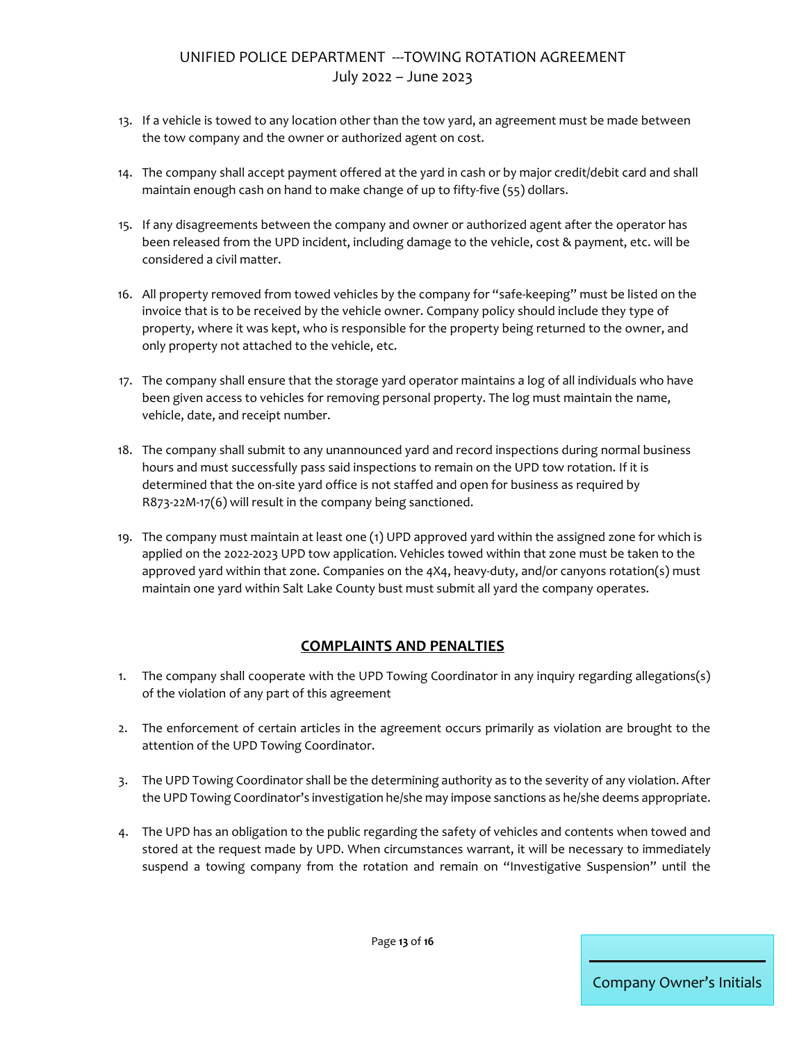13. If a vehicle is towed to any location other than the tow yard, an agreement must be made between the tow company and the owner or authorized agent on cost.

14. The company shall accept payment offered at the yard in cash or by major credit/debit card and shall maintain enough cash on hand to make change of up to fifty-five (55) dollars.

15. If any disagreements between the company and owner or authorized agent after the operator has been released from the UPD incident, including damage to the vehicle, cost & payment, etc. will be considered a civil matter.

16. All property removed from towed vehicles by the company for "safe-keeping" must be listed on the invoice that is to be received by the vehicle owner. Company policy should include they type of property, where it was kept, who is responsible for the property being returned to the owner, and only property not attached to the vehicle, etc.

17. The company shall ensure that the storage yard operator maintains a log of all individuals who have been given access to vehicles for removing personal property. The log must maintain the name, vehicle, date, and receipt number.

18. The company shall submit to any unannounced yard and record inspections during normal business hours and must successfully pass said inspections to remain on the UPD tow rotation. If it is determined that the on-site yard office is not staffed and open for business as required by R873-22M-17(6) will result in the company being sanctioned.

19. The company must maintain at least one (1) UPD approved yard within the assigned zone for which is applied on the 2022-2023 UPD tow application. Vehicles towed within that zone must be taken to the approved yard within that zone. Companies on the 4X4, heavy-duty, and/or canyons rotation(s) must maintain one yard within Salt Lake County bust must submit all yard the company operates.

## COMPLAINTS AND PENALTIES

1. The company shall cooperate with the UPD Towing Coordinator in any inquiry regarding allegations(s) of the violation of any part of this agreement

2. The enforcement of certain articles in the agreement occurs primarily as violation are brought to the attention of the UPD Towing Coordinator.

3. The UPD Towing Coordinator shall be the determining authority as to the severity of any violation. After the UPD Towing Coordinator's investigation he/she may impose sanctions as he/she deems appropriate.

4. The UPD has an obligation to the public regarding the safety of vehicles and contents when towed and stored at the request made by UPD. When circumstances warrant, it will be necessary to immediately suspend a towing company from the rotation and remain on "Investigative Suspension" until the

Company Owner's Initials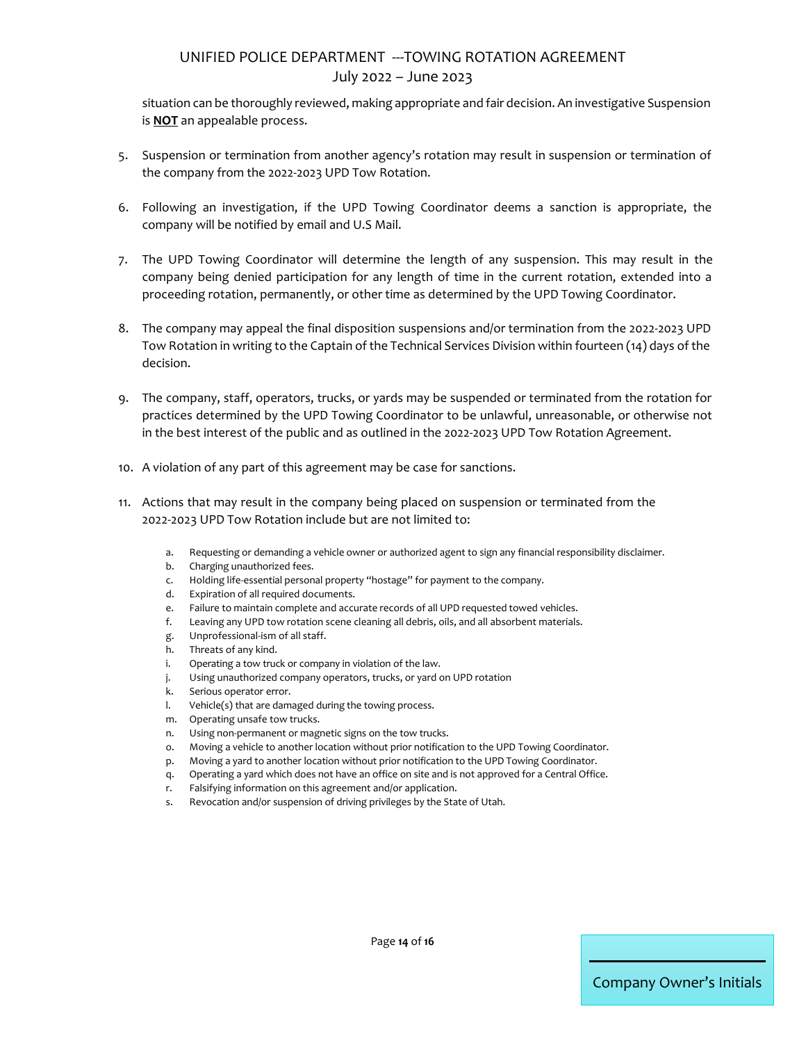situation can be thoroughly reviewed, making appropriate and fair decision. An investigative Suspension is **NOT** an appealable process.

5. Suspension or termination from another agency's rotation may result in suspension or termination of the company from the 2022-2023 UPD Tow Rotation.

6. Following an investigation, if the UPD Towing Coordinator deems a sanction is appropriate, the company will be notified by email and U.S Mail.

7. The UPD Towing Coordinator will determine the length of any suspension. This may result in the company being denied participation for any length of time in the current rotation, extended into a proceeding rotation, permanently, or other time as determined by the UPD Towing Coordinator.

8. The company may appeal the final disposition suspensions and/or termination from the 2022-2023 UPD Tow Rotation in writing to the Captain of the Technical Services Division within fourteen (14) days of the decision.

9. The company, staff, operators, trucks, or yards may be suspended or terminated from the rotation for practices determined by the UPD Towing Coordinator to be unlawful, unreasonable, or otherwise not in the best interest of the public and as outlined in the 2022-2023 UPD Tow Rotation Agreement.

10. A violation of any part of this agreement may be case for sanctions.

11. Actions that may result in the company being placed on suspension or terminated from the 2022-2023 UPD Tow Rotation include but are not limited to:

    a. Requesting or demanding a vehicle owner or authorized agent to sign any financial responsibility disclaimer.
    b. Charging unauthorized fees.
    c. Holding life-essential personal property "hostage" for payment to the company.
    d. Expiration of all required documents.
    e. Failure to maintain complete and accurate records of all UPD requested towed vehicles.
    f. Leaving any UPD tow rotation scene cleaning all debris, oils, and all absorbent materials.
    g. Unprofessional-ism of all staff.
    h. Threats of any kind.
    i. Operating a tow truck or company in violation of the law.
    j. Using unauthorized company operators, trucks, or yard on UPD rotation
    k. Serious operator error.
    l. Vehicle(s) that are damaged during the towing process.
    m. Operating unsafe tow trucks.
    n. Using non-permanent or magnetic signs on the tow trucks.
    o. Moving a vehicle to another location without prior notification to the UPD Towing Coordinator.
    p. Moving a yard to another location without prior notification to the UPD Towing Coordinator.
    q. Operating a yard which does not have an office on site and is not approved for a Central Office.
    r. Falsifying information on this agreement and/or application.
    s. Revocation and/or suspension of driving privileges by the State of Utah.

Company Owner's Initials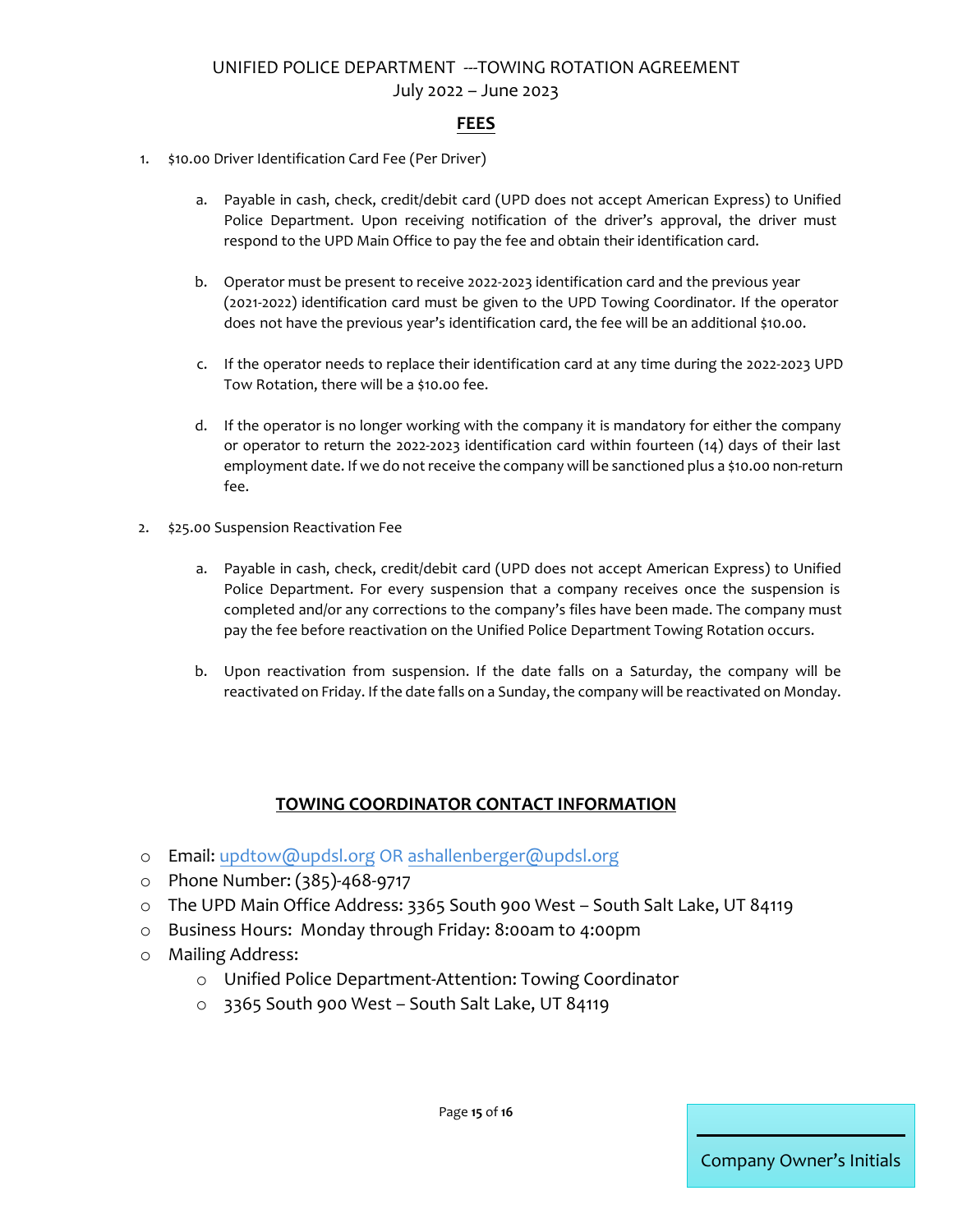## FEES

1. $10.00 Driver Identification Card Fee (Per Driver)

    a. Payable in cash, check, credit/debit card (UPD does not accept American Express) to Unified Police Department. Upon receiving notification of the driver's approval, the driver must respond to the UPD Main Office to pay the fee and obtain their identification card.

    b. Operator must be present to receive 2022-2023 identification card and the previous year (2021-2022) identification card must be given to the UPD Towing Coordinator. If the operator does not have the previous year's identification card, the fee will be an additional $10.00.

    c. If the operator needs to replace their identification card at any time during the 2022-2023 UPD Tow Rotation, there will be a $10.00 fee.

    d. If the operator is no longer working with the company it is mandatory for either the company or operator to return the 2022-2023 identification card within fourteen (14) days of their last employment date. If we do not receive the company will be sanctioned plus a $10.00 non-return fee.

2. $25.00 Suspension Reactivation Fee

    a. Payable in cash, check, credit/debit card (UPD does not accept American Express) to Unified Police Department. For every suspension that a company receives once the suspension is completed and/or any corrections to the company's files have been made. The company must pay the fee before reactivation on the Unified Police Department Towing Rotation occurs.

    b. Upon reactivation from suspension. If the date falls on a Saturday, the company will be reactivated on Friday. If the date falls on a Sunday, the company will be reactivated on Monday.

## TOWING COORDINATOR CONTACT INFORMATION

- Email: updtow@updsl.org OR ashallenberger@updsl.org
- Phone Number: (385)-468-9717
- The UPD Main Office Address: 3365 South 900 West – South Salt Lake, UT 84119
- Business Hours: Monday through Friday: 8:00am to 4:00pm
- Mailing Address:
    - Unified Police Department-Attention: Towing Coordinator
    - 3365 South 900 West – South Salt Lake, UT 84119

Company Owner's Initials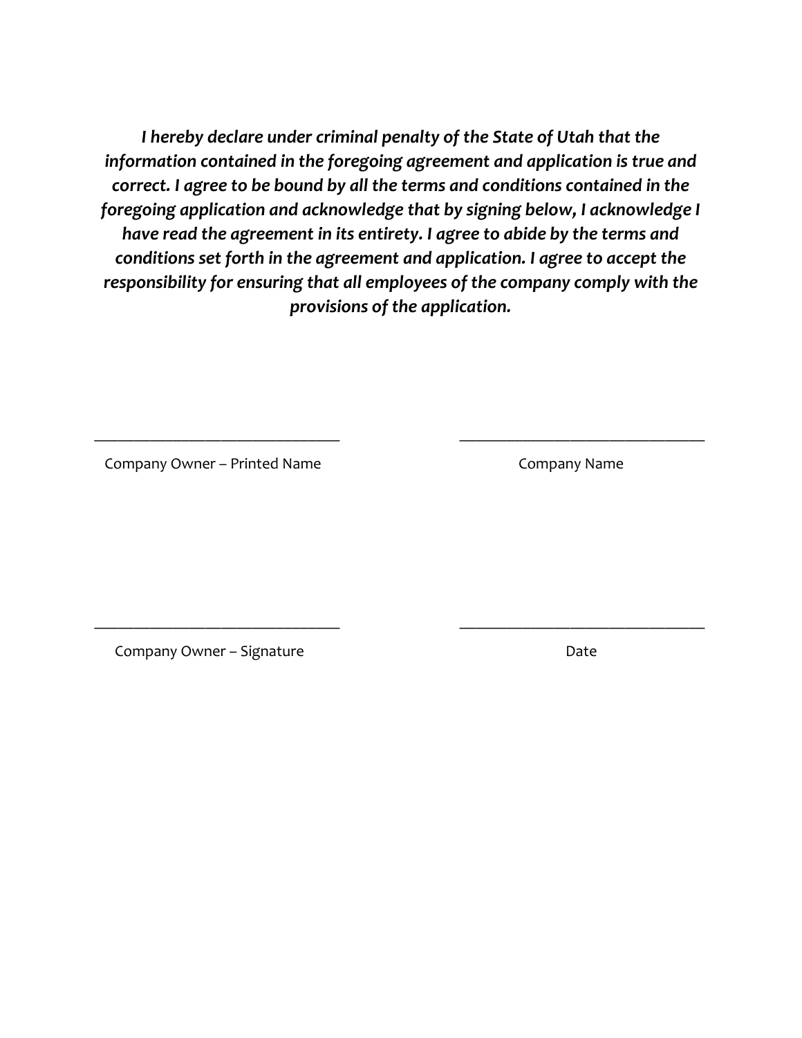***I hereby declare under criminal penalty of the State of Utah that the information contained in the foregoing agreement and application is true and correct. I agree to be bound by all the terms and conditions contained in the foregoing application and acknowledge that by signing below, I acknowledge I have read the agreement in its entirety. I agree to abide by the terms and conditions set forth in the agreement and application. I agree to accept the responsibility for ensuring that all employees of the company comply with the provisions of the application.***

| | |
|---|---|
| ______________________________ | ______________________________ |
| Company Owner – Printed Name | Company Name |
| ______________________________ | ______________________________ |
| Company Owner – Signature | Date |